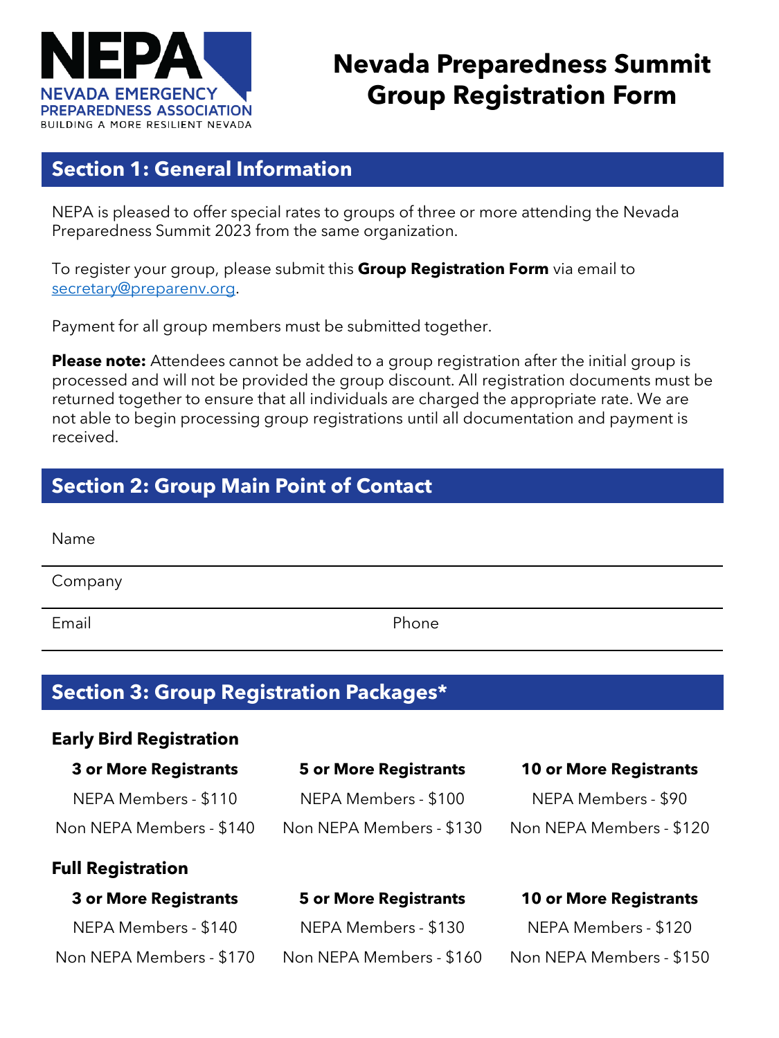NEPA
NEVADA EMERGENCY PREPAREDNESS ASSOCIATION
BUILDING A MORE RESILIENT NEVADA

# Nevada Preparedness Summit Group Registration Form

## Section 1: General Information

NEPA is pleased to offer special rates to groups of three or more attending the Nevada Preparedness Summit 2023 from the same organization.

To register your group, please submit this **Group Registration Form** via email to secretary@preparenv.org.

Payment for all group members must be submitted together.

**Please note:** Attendees cannot be added to a group registration after the initial group is processed and will not be provided the group discount. All registration documents must be returned together to ensure that all individuals are charged the appropriate rate. We are not able to begin processing group registrations until all documentation and payment is received.

## Section 2: Group Main Point of Contact

Name

Company

Email | Phone

## Section 3: Group Registration Packages*

### Early Bird Registration

| 3 or More Registrants | 5 or More Registrants | 10 or More Registrants |
|---|---|---|
| NEPA Members - $110 | NEPA Members - $100 | NEPA Members - $90 |
| Non NEPA Members - $140 | Non NEPA Members - $130 | Non NEPA Members - $120 |

### Full Registration

| 3 or More Registrants | 5 or More Registrants | 10 or More Registrants |
|---|---|---|
| NEPA Members - $140 | NEPA Members - $130 | NEPA Members - $120 |
| Non NEPA Members - $170 | Non NEPA Members - $160 | Non NEPA Members - $150 |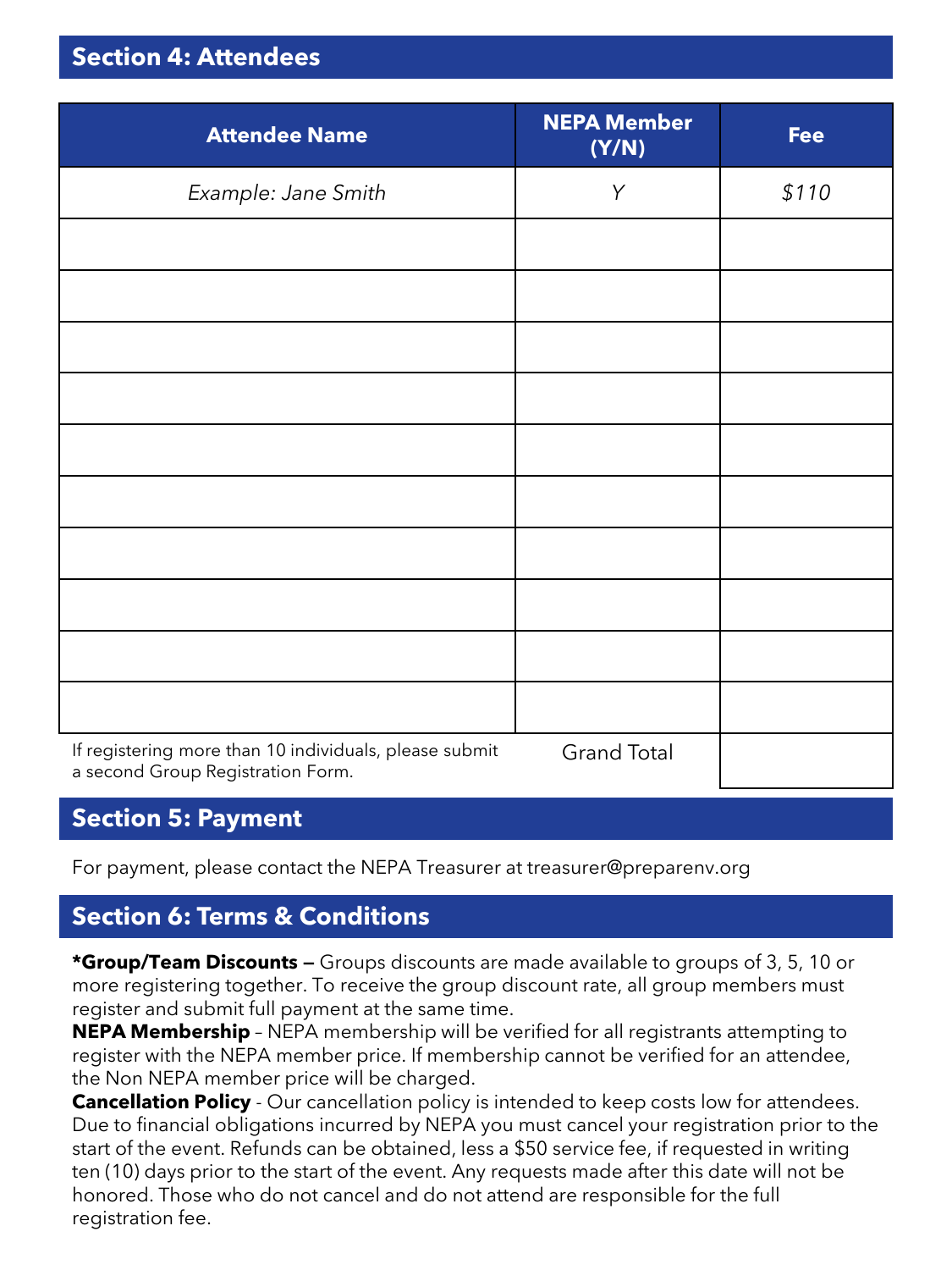## Section 4: Attendees

| Attendee Name | NEPA Member (Y/N) | Fee |
|---|---|---|
| *Example: Jane Smith* | *Y* | *$110* |
| | | |
| | | |
| | | |
| | | |
| | | |
| | | |
| | | |
| | | |
| | | |
| | | |
| If registering more than 10 individuals, please submit a second Group Registration Form. | Grand Total | |

## Section 5: Payment

For payment, please contact the NEPA Treasurer at treasurer@preparenv.org

## Section 6: Terms & Conditions

**\*Group/Team Discounts –** Groups discounts are made available to groups of 3, 5, 10 or more registering together. To receive the group discount rate, all group members must register and submit full payment at the same time.

**NEPA Membership** – NEPA membership will be verified for all registrants attempting to register with the NEPA member price. If membership cannot be verified for an attendee, the Non NEPA member price will be charged.

**Cancellation Policy** - Our cancellation policy is intended to keep costs low for attendees. Due to financial obligations incurred by NEPA you must cancel your registration prior to the start of the event. Refunds can be obtained, less a $50 service fee, if requested in writing ten (10) days prior to the start of the event. Any requests made after this date will not be honored. Those who do not cancel and do not attend are responsible for the full registration fee.